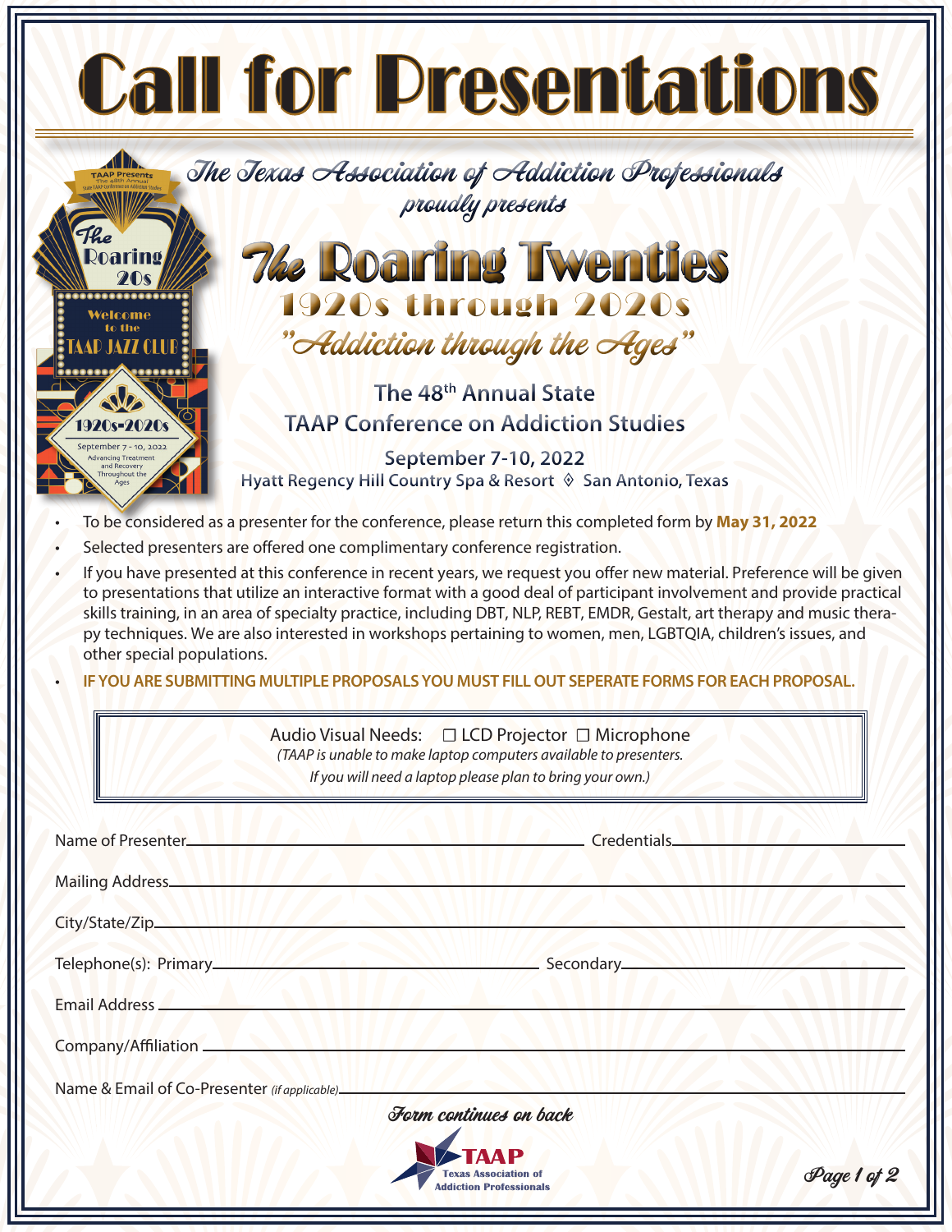# Call for Presentations

*The Texas Association of Addiction Professionals*
*proudly presents*

## The Roaring Twenties

### 1920s through 2020s

*"Addiction through the Ages"*

**The 48th Annual State**
**TAAP Conference on Addiction Studies**

**September 7-10, 2022**
Hyatt Regency Hill Country Spa & Resort ◊ San Antonio, Texas

- To be considered as a presenter for the conference, please return this completed form by **May 31, 2022**
- Selected presenters are offered one complimentary conference registration.
- If you have presented at this conference in recent years, we request you offer new material. Preference will be given to presentations that utilize an interactive format with a good deal of participant involvement and provide practical skills training, in an area of specialty practice, including DBT, NLP, REBT, EMDR, Gestalt, art therapy and music therapy techniques. We are also interested in workshops pertaining to women, men, LGBTQIA, children's issues, and other special populations.
- **IF YOU ARE SUBMITTING MULTIPLE PROPOSALS YOU MUST FILL OUT SEPERATE FORMS FOR EACH PROPOSAL.**

Audio Visual Needs: ☐ LCD Projector ☐ Microphone
*(TAAP is unable to make laptop computers available to presenters.*
*If you will need a laptop please plan to bring your own.)*

Name of Presenter\_\_\_\_\_\_\_\_\_\_\_\_\_\_\_\_\_\_\_\_ Credentials\_\_\_\_\_\_\_\_\_\_\_\_\_\_\_\_\_\_\_\_

Mailing Address\_\_\_\_\_\_\_\_\_\_\_\_\_\_\_\_\_\_\_\_\_\_\_\_\_\_\_\_\_\_\_\_\_\_\_\_\_\_\_\_

City/State/Zip\_\_\_\_\_\_\_\_\_\_\_\_\_\_\_\_\_\_\_\_\_\_\_\_\_\_\_\_\_\_\_\_\_\_\_\_\_\_\_\_

Telephone(s): Primary\_\_\_\_\_\_\_\_\_\_\_\_\_\_\_\_\_\_\_\_ Secondary\_\_\_\_\_\_\_\_\_\_\_\_\_\_\_\_\_\_\_\_

Email Address \_\_\_\_\_\_\_\_\_\_\_\_\_\_\_\_\_\_\_\_\_\_\_\_\_\_\_\_\_\_\_\_\_\_\_\_\_\_\_\_

Company/Affiliation \_\_\_\_\_\_\_\_\_\_\_\_\_\_\_\_\_\_\_\_\_\_\_\_\_\_\_\_\_\_\_\_\_\_\_\_\_\_\_\_

Name & Email of Co-Presenter *(if applicable)*\_\_\_\_\_\_\_\_\_\_\_\_\_\_\_\_\_\_\_\_\_\_\_\_\_\_\_\_\_\_\_\_\_\_\_\_\_\_\_\_

*Form continues on back*

TAAP
Texas Association of Addiction Professionals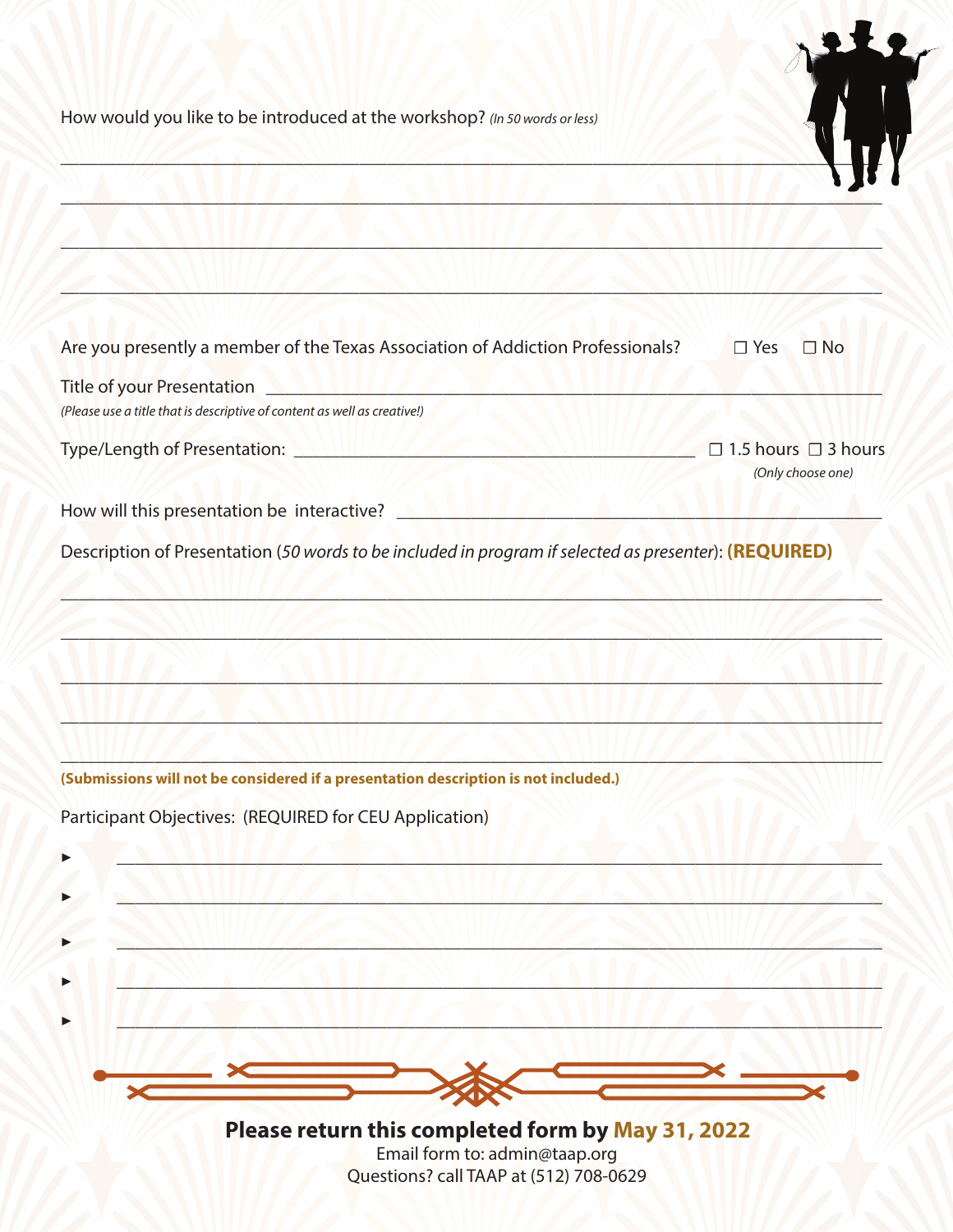How would you like to be introduced at the workshop? *(In 50 words or less)*

\_\_\_\_\_\_\_\_\_\_\_\_\_\_\_\_\_\_\_\_\_\_\_\_\_\_\_\_\_\_\_\_\_\_\_\_\_\_\_\_\_\_\_\_\_\_\_\_\_\_\_\_\_\_\_\_\_\_\_\_\_\_\_\_\_\_\_\_\_\_\_\_\_\_\_\_\_\_

\_\_\_\_\_\_\_\_\_\_\_\_\_\_\_\_\_\_\_\_\_\_\_\_\_\_\_\_\_\_\_\_\_\_\_\_\_\_\_\_\_\_\_\_\_\_\_\_\_\_\_\_\_\_\_\_\_\_\_\_\_\_\_\_\_\_\_\_\_\_\_\_\_\_\_\_\_\_

\_\_\_\_\_\_\_\_\_\_\_\_\_\_\_\_\_\_\_\_\_\_\_\_\_\_\_\_\_\_\_\_\_\_\_\_\_\_\_\_\_\_\_\_\_\_\_\_\_\_\_\_\_\_\_\_\_\_\_\_\_\_\_\_\_\_\_\_\_\_\_\_\_\_\_\_\_\_

\_\_\_\_\_\_\_\_\_\_\_\_\_\_\_\_\_\_\_\_\_\_\_\_\_\_\_\_\_\_\_\_\_\_\_\_\_\_\_\_\_\_\_\_\_\_\_\_\_\_\_\_\_\_\_\_\_\_\_\_\_\_\_\_\_\_\_\_\_\_\_\_\_\_\_\_\_\_

Are you presently a member of the Texas Association of Addiction Professionals? ☐ Yes ☐ No

Title of your Presentation \_\_\_\_\_\_\_\_\_\_\_\_\_\_\_\_\_\_\_\_\_\_\_\_\_\_\_\_\_\_\_\_\_\_\_\_\_\_\_\_\_\_\_\_\_\_\_\_\_\_\_\_\_\_\_\_

*(Please use a title that is descriptive of content as well as creative!)*

Type/Length of Presentation: \_\_\_\_\_\_\_\_\_\_\_\_\_\_\_\_\_\_\_\_\_\_\_\_\_\_\_\_\_\_\_\_\_\_\_\_\_\_\_\_ ☐ 1.5 hours ☐ 3 hours

*(Only choose one)*

How will this presentation be interactive? \_\_\_\_\_\_\_\_\_\_\_\_\_\_\_\_\_\_\_\_\_\_\_\_\_\_\_\_\_\_\_\_\_\_\_\_\_\_\_\_\_\_\_\_\_\_\_\_

Description of Presentation (*50 words to be included in program if selected as presenter*): **(REQUIRED)**

\_\_\_\_\_\_\_\_\_\_\_\_\_\_\_\_\_\_\_\_\_\_\_\_\_\_\_\_\_\_\_\_\_\_\_\_\_\_\_\_\_\_\_\_\_\_\_\_\_\_\_\_\_\_\_\_\_\_\_\_\_\_\_\_\_\_\_\_\_\_\_\_\_\_\_\_\_\_

\_\_\_\_\_\_\_\_\_\_\_\_\_\_\_\_\_\_\_\_\_\_\_\_\_\_\_\_\_\_\_\_\_\_\_\_\_\_\_\_\_\_\_\_\_\_\_\_\_\_\_\_\_\_\_\_\_\_\_\_\_\_\_\_\_\_\_\_\_\_\_\_\_\_\_\_\_\_

\_\_\_\_\_\_\_\_\_\_\_\_\_\_\_\_\_\_\_\_\_\_\_\_\_\_\_\_\_\_\_\_\_\_\_\_\_\_\_\_\_\_\_\_\_\_\_\_\_\_\_\_\_\_\_\_\_\_\_\_\_\_\_\_\_\_\_\_\_\_\_\_\_\_\_\_\_\_

\_\_\_\_\_\_\_\_\_\_\_\_\_\_\_\_\_\_\_\_\_\_\_\_\_\_\_\_\_\_\_\_\_\_\_\_\_\_\_\_\_\_\_\_\_\_\_\_\_\_\_\_\_\_\_\_\_\_\_\_\_\_\_\_\_\_\_\_\_\_\_\_\_\_\_\_\_\_

\_\_\_\_\_\_\_\_\_\_\_\_\_\_\_\_\_\_\_\_\_\_\_\_\_\_\_\_\_\_\_\_\_\_\_\_\_\_\_\_\_\_\_\_\_\_\_\_\_\_\_\_\_\_\_\_\_\_\_\_\_\_\_\_\_\_\_\_\_\_\_\_\_\_\_\_\_\_

**(Submissions will not be considered if a presentation description is not included.)**

Participant Objectives: (REQUIRED for CEU Application)

- \_\_\_\_\_\_\_\_\_\_\_\_\_\_\_\_\_\_\_\_\_\_\_\_\_\_\_\_\_\_\_\_\_\_\_\_\_\_\_\_\_\_\_\_\_\_\_\_\_\_\_\_\_\_\_\_\_\_\_\_\_\_\_\_\_\_\_\_\_\_\_\_\_\_
- \_\_\_\_\_\_\_\_\_\_\_\_\_\_\_\_\_\_\_\_\_\_\_\_\_\_\_\_\_\_\_\_\_\_\_\_\_\_\_\_\_\_\_\_\_\_\_\_\_\_\_\_\_\_\_\_\_\_\_\_\_\_\_\_\_\_\_\_\_\_\_\_\_\_
- \_\_\_\_\_\_\_\_\_\_\_\_\_\_\_\_\_\_\_\_\_\_\_\_\_\_\_\_\_\_\_\_\_\_\_\_\_\_\_\_\_\_\_\_\_\_\_\_\_\_\_\_\_\_\_\_\_\_\_\_\_\_\_\_\_\_\_\_\_\_\_\_\_\_
- \_\_\_\_\_\_\_\_\_\_\_\_\_\_\_\_\_\_\_\_\_\_\_\_\_\_\_\_\_\_\_\_\_\_\_\_\_\_\_\_\_\_\_\_\_\_\_\_\_\_\_\_\_\_\_\_\_\_\_\_\_\_\_\_\_\_\_\_\_\_\_\_\_\_
- \_\_\_\_\_\_\_\_\_\_\_\_\_\_\_\_\_\_\_\_\_\_\_\_\_\_\_\_\_\_\_\_\_\_\_\_\_\_\_\_\_\_\_\_\_\_\_\_\_\_\_\_\_\_\_\_\_\_\_\_\_\_\_\_\_\_\_\_\_\_\_\_\_\_

**Please return this completed form by May 31, 2022**

Email form to: admin@taap.org

Questions? call TAAP at (512) 708-0629